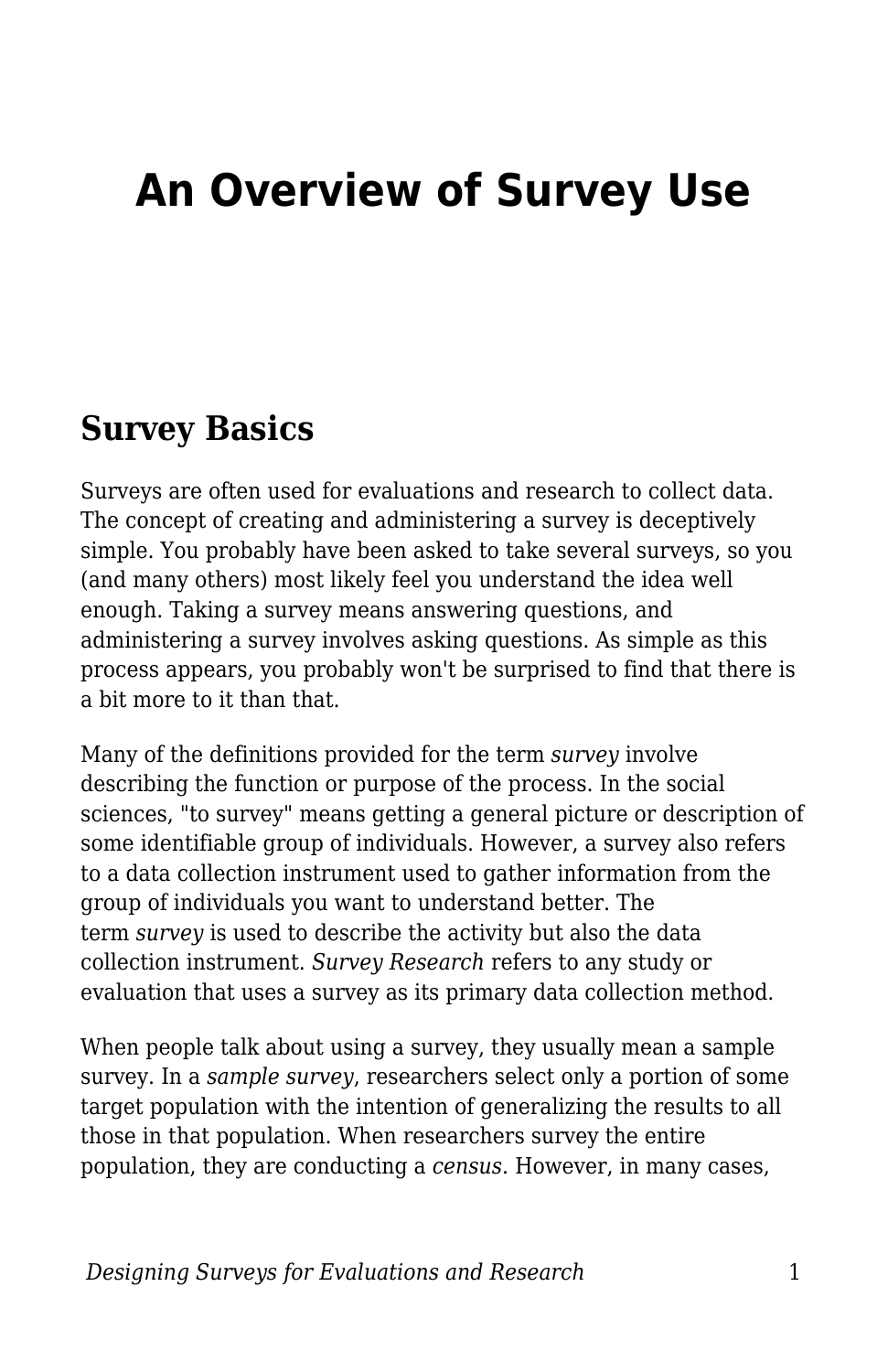# An Overview of Survey Use

## Survey Basics

Surveys are often used for evaluations and research to collect data. The concept of creating and administering a survey is deceptively simple. You probably have been asked to take several surveys, so you (and many others) most likely feel you understand the idea well enough. Taking a survey means answering questions, and administering a survey involves asking questions. As simple as this process appears, you probably won't be surprised to find that there is a bit more to it than that.

Many of the definitions provided for the term *survey* involve describing the function or purpose of the process. In the social sciences, "to survey" means getting a general picture or description of some identifiable group of individuals. However, a survey also refers to a data collection instrument used to gather information from the group of individuals you want to understand better. The term *survey* is used to describe the activity but also the data collection instrument. *Survey Research* refers to any study or evaluation that uses a survey as its primary data collection method.

When people talk about using a survey, they usually mean a sample survey. In a *sample survey*, researchers select only a portion of some target population with the intention of generalizing the results to all those in that population. When researchers survey the entire population, they are conducting a *census*. However, in many cases,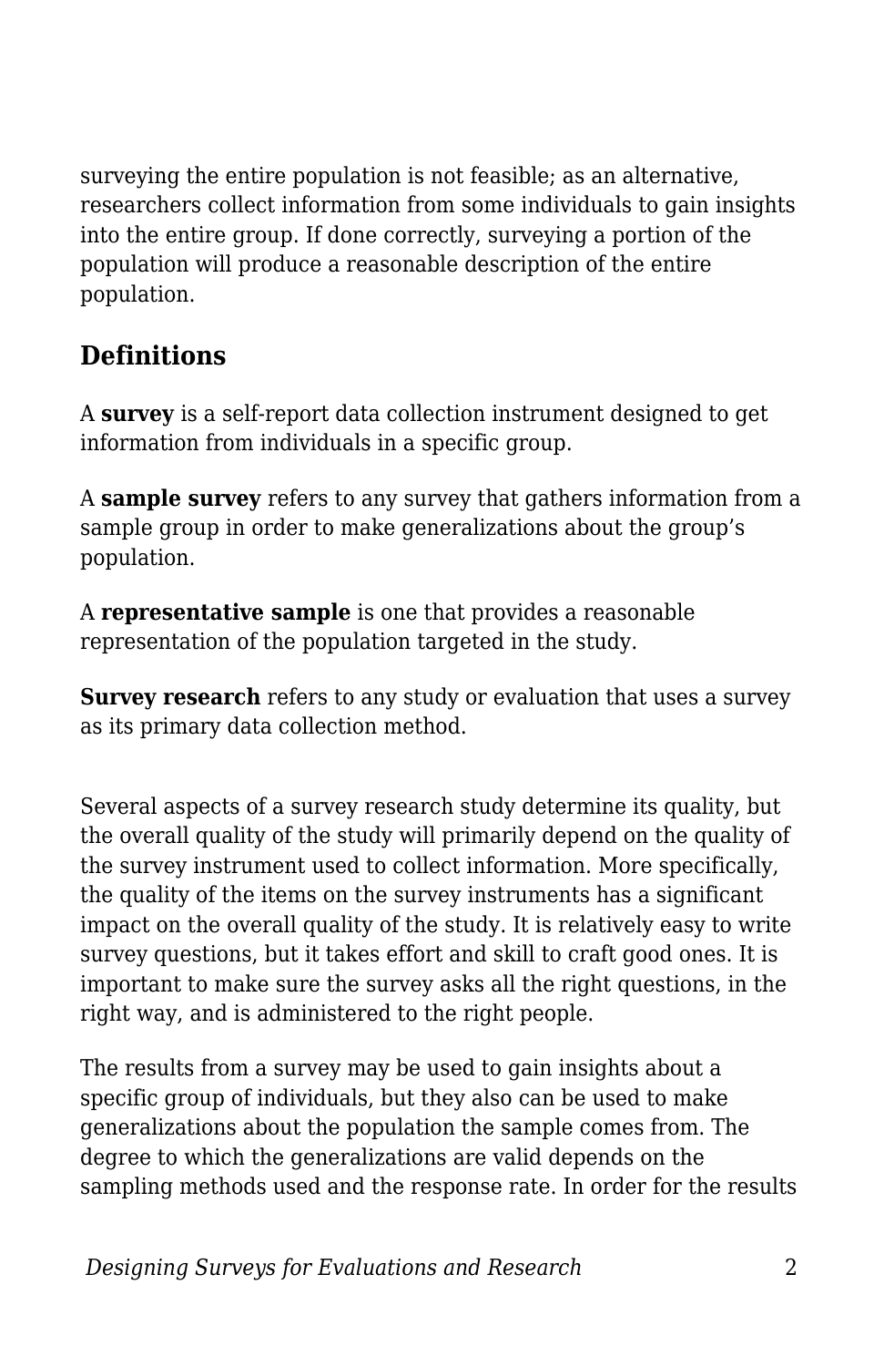surveying the entire population is not feasible; as an alternative, researchers collect information from some individuals to gain insights into the entire group. If done correctly, surveying a portion of the population will produce a reasonable description of the entire population.

## Definitions

A **survey** is a self-report data collection instrument designed to get information from individuals in a specific group.

A **sample survey** refers to any survey that gathers information from a sample group in order to make generalizations about the group's population.

A **representative sample** is one that provides a reasonable representation of the population targeted in the study.

**Survey research** refers to any study or evaluation that uses a survey as its primary data collection method.

Several aspects of a survey research study determine its quality, but the overall quality of the study will primarily depend on the quality of the survey instrument used to collect information. More specifically, the quality of the items on the survey instruments has a significant impact on the overall quality of the study. It is relatively easy to write survey questions, but it takes effort and skill to craft good ones. It is important to make sure the survey asks all the right questions, in the right way, and is administered to the right people.

The results from a survey may be used to gain insights about a specific group of individuals, but they also can be used to make generalizations about the population the sample comes from. The degree to which the generalizations are valid depends on the sampling methods used and the response rate. In order for the results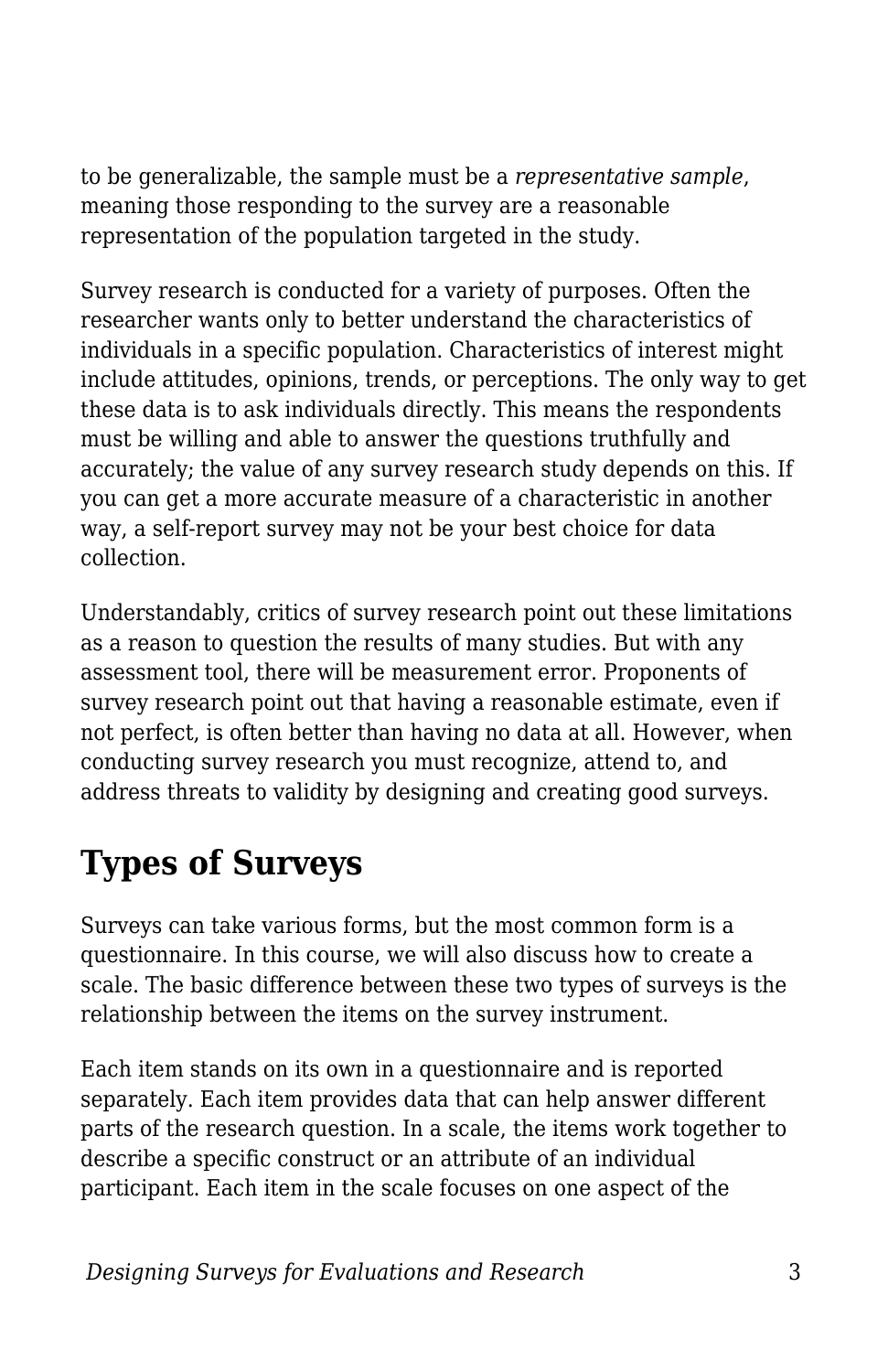to be generalizable, the sample must be a *representative sample*, meaning those responding to the survey are a reasonable representation of the population targeted in the study.

Survey research is conducted for a variety of purposes. Often the researcher wants only to better understand the characteristics of individuals in a specific population. Characteristics of interest might include attitudes, opinions, trends, or perceptions. The only way to get these data is to ask individuals directly. This means the respondents must be willing and able to answer the questions truthfully and accurately; the value of any survey research study depends on this. If you can get a more accurate measure of a characteristic in another way, a self-report survey may not be your best choice for data collection.

Understandably, critics of survey research point out these limitations as a reason to question the results of many studies. But with any assessment tool, there will be measurement error. Proponents of survey research point out that having a reasonable estimate, even if not perfect, is often better than having no data at all. However, when conducting survey research you must recognize, attend to, and address threats to validity by designing and creating good surveys.

## Types of Surveys

Surveys can take various forms, but the most common form is a questionnaire. In this course, we will also discuss how to create a scale. The basic difference between these two types of surveys is the relationship between the items on the survey instrument.

Each item stands on its own in a questionnaire and is reported separately. Each item provides data that can help answer different parts of the research question. In a scale, the items work together to describe a specific construct or an attribute of an individual participant. Each item in the scale focuses on one aspect of the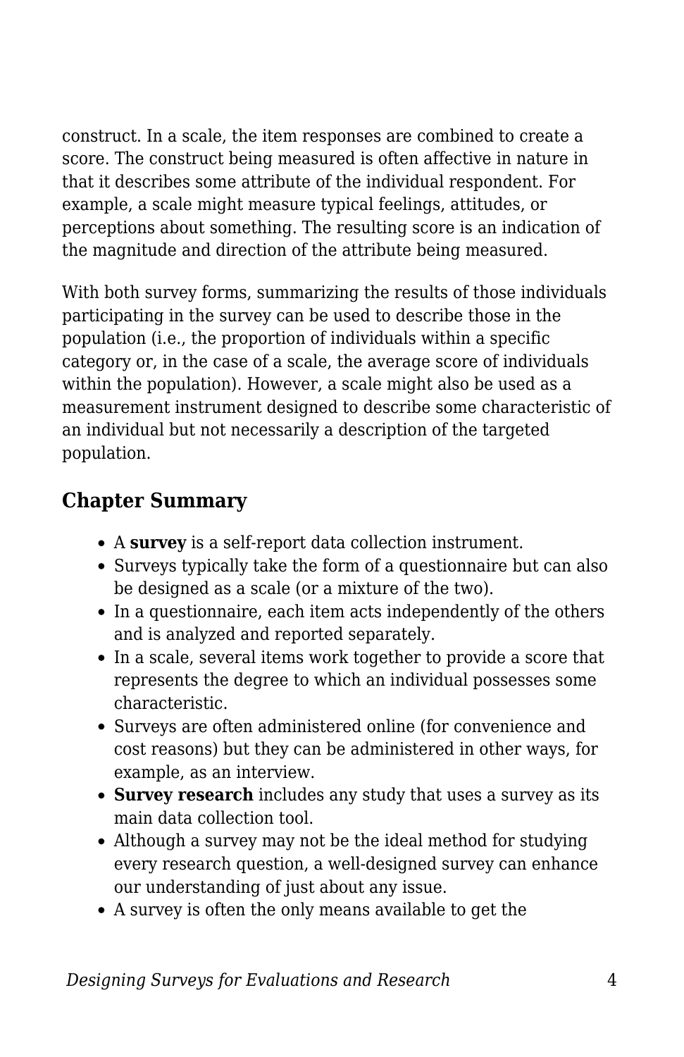construct. In a scale, the item responses are combined to create a score. The construct being measured is often affective in nature in that it describes some attribute of the individual respondent. For example, a scale might measure typical feelings, attitudes, or perceptions about something. The resulting score is an indication of the magnitude and direction of the attribute being measured.

With both survey forms, summarizing the results of those individuals participating in the survey can be used to describe those in the population (i.e., the proportion of individuals within a specific category or, in the case of a scale, the average score of individuals within the population). However, a scale might also be used as a measurement instrument designed to describe some characteristic of an individual but not necessarily a description of the targeted population.

## Chapter Summary

- A **survey** is a self-report data collection instrument.
- Surveys typically take the form of a questionnaire but can also be designed as a scale (or a mixture of the two).
- In a questionnaire, each item acts independently of the others and is analyzed and reported separately.
- In a scale, several items work together to provide a score that represents the degree to which an individual possesses some characteristic.
- Surveys are often administered online (for convenience and cost reasons) but they can be administered in other ways, for example, as an interview.
- **Survey research** includes any study that uses a survey as its main data collection tool.
- Although a survey may not be the ideal method for studying every research question, a well-designed survey can enhance our understanding of just about any issue.
- A survey is often the only means available to get the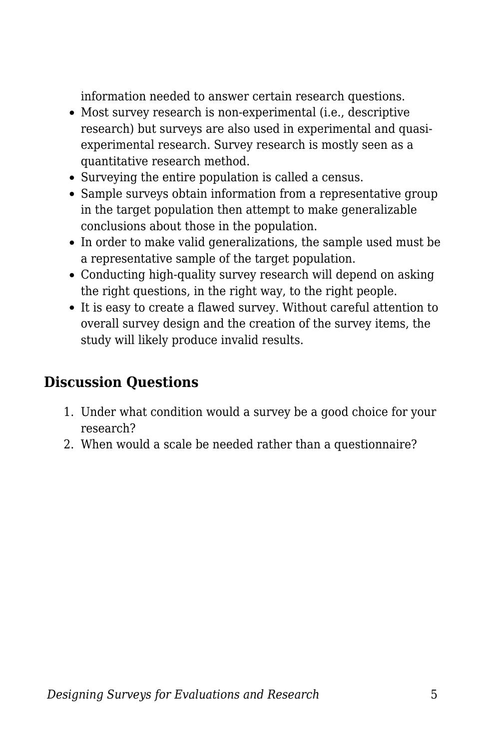information needed to answer certain research questions.

- Most survey research is non-experimental (i.e., descriptive research) but surveys are also used in experimental and quasi-experimental research. Survey research is mostly seen as a quantitative research method.
- Surveying the entire population is called a census.
- Sample surveys obtain information from a representative group in the target population then attempt to make generalizable conclusions about those in the population.
- In order to make valid generalizations, the sample used must be a representative sample of the target population.
- Conducting high-quality survey research will depend on asking the right questions, in the right way, to the right people.
- It is easy to create a flawed survey. Without careful attention to overall survey design and the creation of the survey items, the study will likely produce invalid results.

## Discussion Questions

1. Under what condition would a survey be a good choice for your research?
2. When would a scale be needed rather than a questionnaire?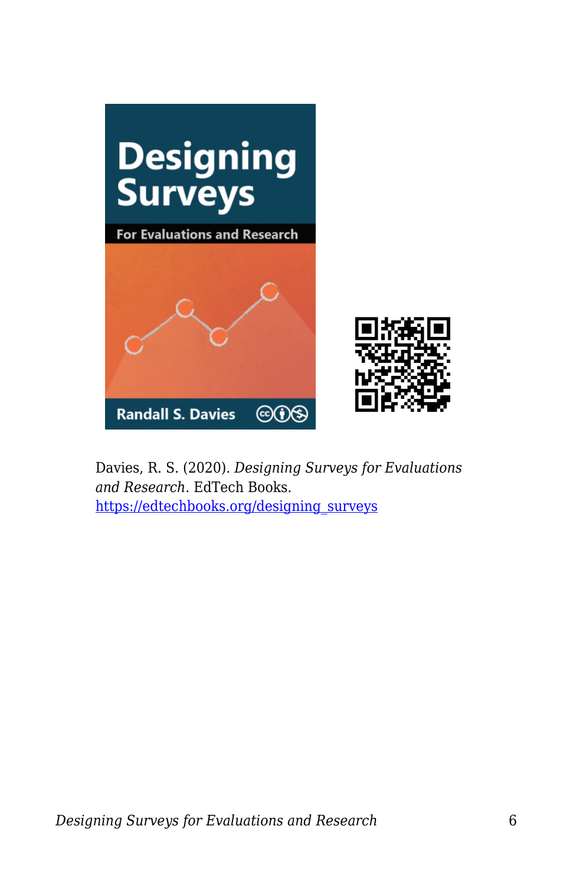Davies, R. S. (2020). *Designing Surveys for Evaluations and Research*. EdTech Books. https://edtechbooks.org/designing_surveys